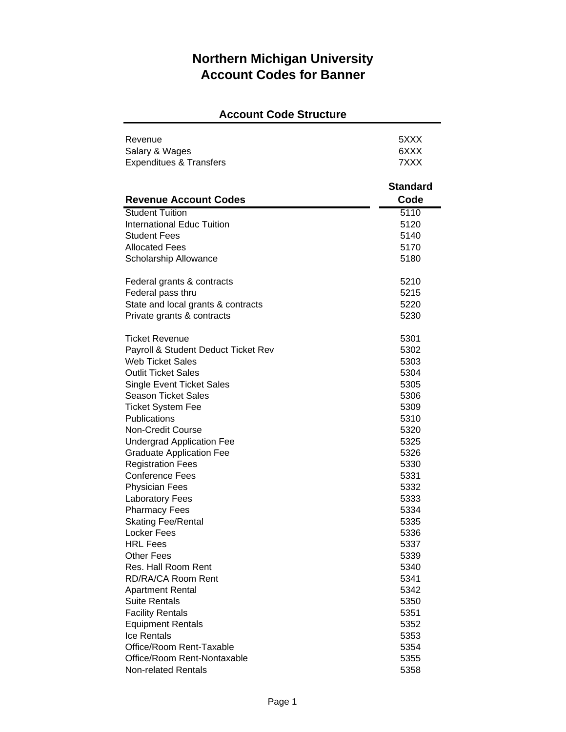# Northern Michigan University
# Account Codes for Banner

## Account Code Structure

| | |
|---|---|
| Revenue | 5XXX |
| Salary & Wages | 6XXX |
| Expendituеs & Transfers | 7XXX |

| Revenue Account Codes | Standard Code |
|---|---|
| Student Tuition | 5110 |
| International Educ Tuition | 5120 |
| Student Fees | 5140 |
| Allocated Fees | 5170 |
| Scholarship Allowance | 5180 |
| | |
| Federal grants & contracts | 5210 |
| Federal pass thru | 5215 |
| State and local grants & contracts | 5220 |
| Private grants & contracts | 5230 |
| | |
| Ticket Revenue | 5301 |
| Payroll & Student Deduct Ticket Rev | 5302 |
| Web Ticket Sales | 5303 |
| Outlit Ticket Sales | 5304 |
| Single Event Ticket Sales | 5305 |
| Season Ticket Sales | 5306 |
| Ticket System Fee | 5309 |
| Publications | 5310 |
| Non-Credit Course | 5320 |
| Undergrad Application Fee | 5325 |
| Graduate Application Fee | 5326 |
| Registration Fees | 5330 |
| Conference Fees | 5331 |
| Physician Fees | 5332 |
| Laboratory Fees | 5333 |
| Pharmacy Fees | 5334 |
| Skating Fee/Rental | 5335 |
| Locker Fees | 5336 |
| HRL Fees | 5337 |
| Other Fees | 5339 |
| Res. Hall Room Rent | 5340 |
| RD/RA/CA Room Rent | 5341 |
| Apartment Rental | 5342 |
| Suite Rentals | 5350 |
| Facility Rentals | 5351 |
| Equipment Rentals | 5352 |
| Ice Rentals | 5353 |
| Office/Room Rent-Taxable | 5354 |
| Office/Room Rent-Nontaxable | 5355 |
| Non-related Rentals | 5358 |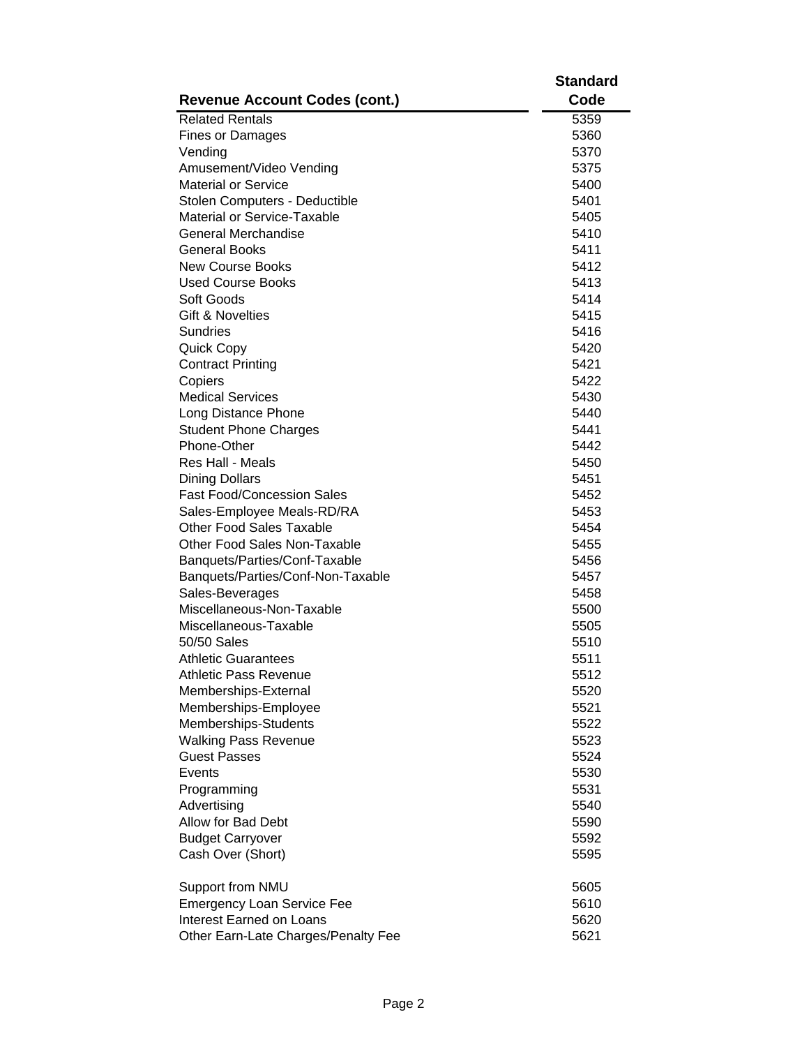| Revenue Account Codes (cont.) | Standard Code |
| --- | --- |
| Related Rentals | 5359 |
| Fines or Damages | 5360 |
| Vending | 5370 |
| Amusement/Video Vending | 5375 |
| Material or Service | 5400 |
| Stolen Computers - Deductible | 5401 |
| Material or Service-Taxable | 5405 |
| General Merchandise | 5410 |
| General Books | 5411 |
| New Course Books | 5412 |
| Used Course Books | 5413 |
| Soft Goods | 5414 |
| Gift & Novelties | 5415 |
| Sundries | 5416 |
| Quick Copy | 5420 |
| Contract Printing | 5421 |
| Copiers | 5422 |
| Medical Services | 5430 |
| Long Distance Phone | 5440 |
| Student Phone Charges | 5441 |
| Phone-Other | 5442 |
| Res Hall - Meals | 5450 |
| Dining Dollars | 5451 |
| Fast Food/Concession Sales | 5452 |
| Sales-Employee Meals-RD/RA | 5453 |
| Other Food Sales Taxable | 5454 |
| Other Food Sales Non-Taxable | 5455 |
| Banquets/Parties/Conf-Taxable | 5456 |
| Banquets/Parties/Conf-Non-Taxable | 5457 |
| Sales-Beverages | 5458 |
| Miscellaneous-Non-Taxable | 5500 |
| Miscellaneous-Taxable | 5505 |
| 50/50 Sales | 5510 |
| Athletic Guarantees | 5511 |
| Athletic Pass Revenue | 5512 |
| Memberships-External | 5520 |
| Memberships-Employee | 5521 |
| Memberships-Students | 5522 |
| Walking Pass Revenue | 5523 |
| Guest Passes | 5524 |
| Events | 5530 |
| Programming | 5531 |
| Advertising | 5540 |
| Allow for Bad Debt | 5590 |
| Budget Carryover | 5592 |
| Cash Over (Short) | 5595 |
| | |
| Support from NMU | 5605 |
| Emergency Loan Service Fee | 5610 |
| Interest Earned on Loans | 5620 |
| Other Earn-Late Charges/Penalty Fee | 5621 |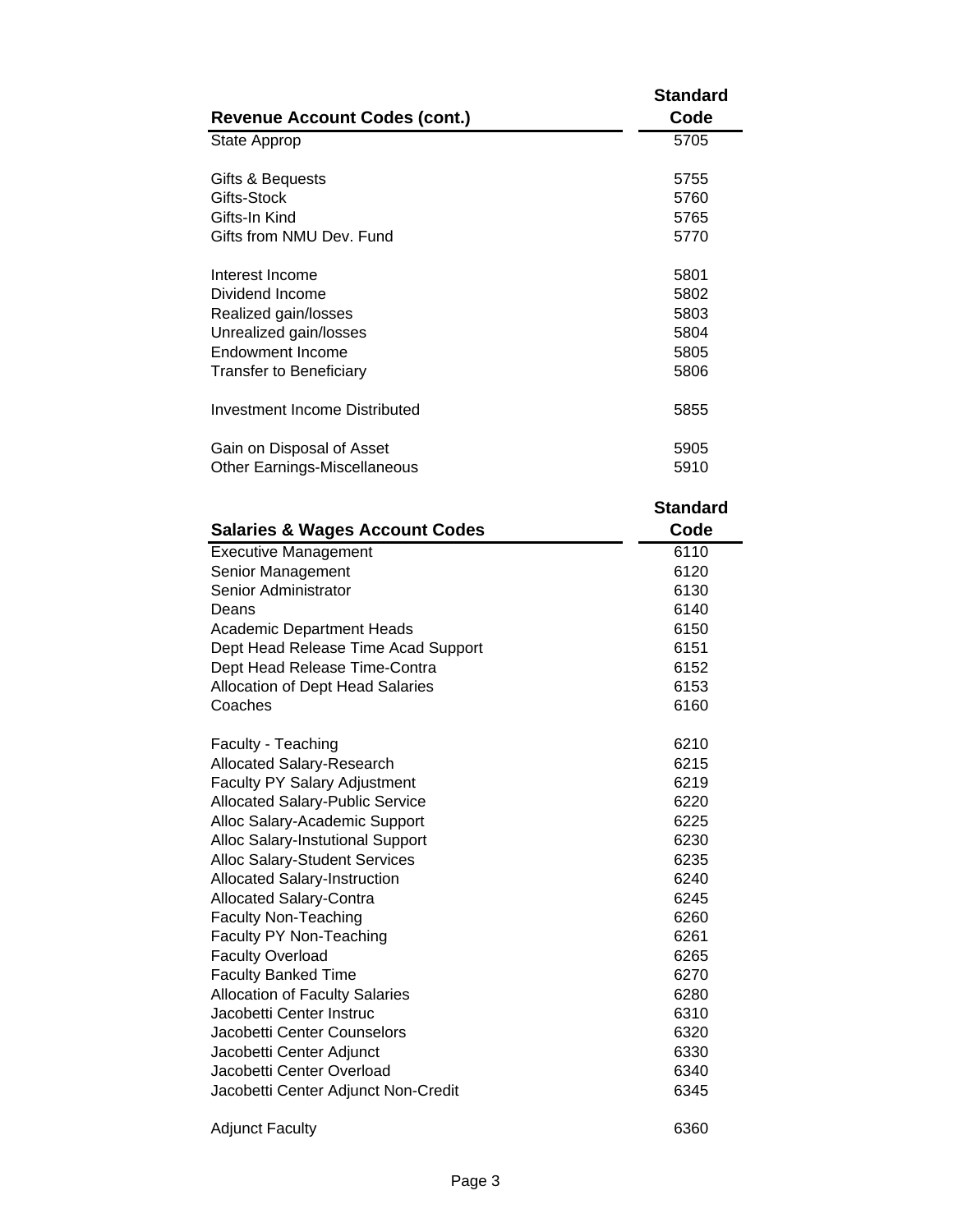| Revenue Account Codes (cont.) | Standard Code |
| --- | --- |
| State Approp | 5705 |
| | |
| Gifts & Bequests | 5755 |
| Gifts-Stock | 5760 |
| Gifts-In Kind | 5765 |
| Gifts from NMU Dev. Fund | 5770 |
| | |
| Interest Income | 5801 |
| Dividend Income | 5802 |
| Realized gain/losses | 5803 |
| Unrealized gain/losses | 5804 |
| Endowment Income | 5805 |
| Transfer to Beneficiary | 5806 |
| | |
| Investment Income Distributed | 5855 |
| | |
| Gain on Disposal of Asset | 5905 |
| Other Earnings-Miscellaneous | 5910 |

| Salaries & Wages Account Codes | Standard Code |
| --- | --- |
| Executive Management | 6110 |
| Senior Management | 6120 |
| Senior Administrator | 6130 |
| Deans | 6140 |
| Academic Department Heads | 6150 |
| Dept Head Release Time Acad Support | 6151 |
| Dept Head Release Time-Contra | 6152 |
| Allocation of Dept Head Salaries | 6153 |
| Coaches | 6160 |
| | |
| Faculty - Teaching | 6210 |
| Allocated Salary-Research | 6215 |
| Faculty PY Salary Adjustment | 6219 |
| Allocated Salary-Public Service | 6220 |
| Alloc Salary-Academic Support | 6225 |
| Alloc Salary-Instutional Support | 6230 |
| Alloc Salary-Student Services | 6235 |
| Allocated Salary-Instruction | 6240 |
| Allocated Salary-Contra | 6245 |
| Faculty Non-Teaching | 6260 |
| Faculty PY Non-Teaching | 6261 |
| Faculty Overload | 6265 |
| Faculty Banked Time | 6270 |
| Allocation of Faculty Salaries | 6280 |
| Jacobetti Center Instruc | 6310 |
| Jacobetti Center Counselors | 6320 |
| Jacobetti Center Adjunct | 6330 |
| Jacobetti Center Overload | 6340 |
| Jacobetti Center Adjunct Non-Credit | 6345 |
| | |
| Adjunct Faculty | 6360 |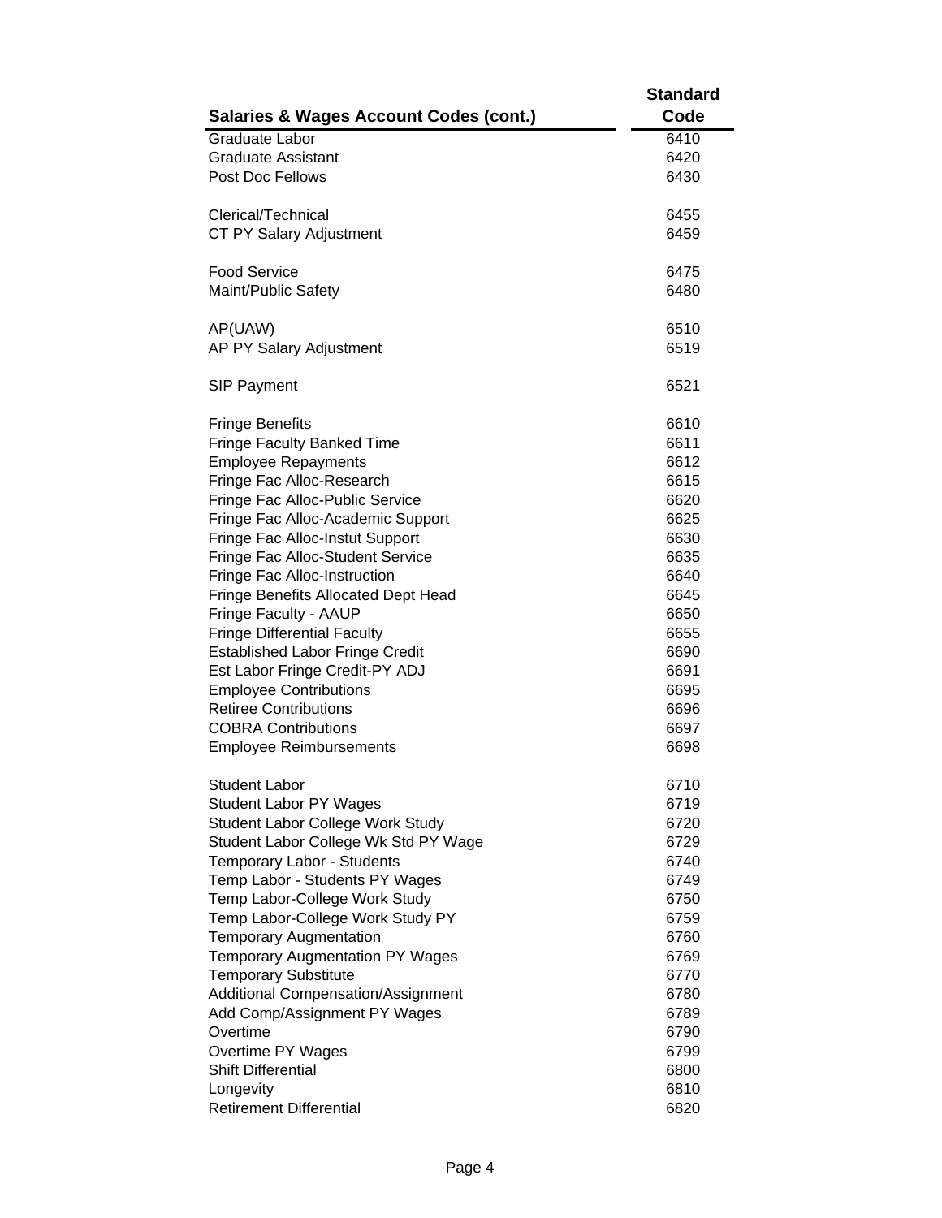| Salaries & Wages Account Codes (cont.) | Standard Code |
|---|---|
| Graduate Labor | 6410 |
| Graduate Assistant | 6420 |
| Post Doc Fellows | 6430 |
| | |
| Clerical/Technical | 6455 |
| CT PY Salary Adjustment | 6459 |
| | |
| Food Service | 6475 |
| Maint/Public Safety | 6480 |
| | |
| AP(UAW) | 6510 |
| AP PY Salary Adjustment | 6519 |
| | |
| SIP Payment | 6521 |
| | |
| Fringe Benefits | 6610 |
| Fringe Faculty Banked Time | 6611 |
| Employee Repayments | 6612 |
| Fringe Fac Alloc-Research | 6615 |
| Fringe Fac Alloc-Public Service | 6620 |
| Fringe Fac Alloc-Academic Support | 6625 |
| Fringe Fac Alloc-Instut Support | 6630 |
| Fringe Fac Alloc-Student Service | 6635 |
| Fringe Fac Alloc-Instruction | 6640 |
| Fringe Benefits Allocated Dept Head | 6645 |
| Fringe Faculty - AAUP | 6650 |
| Fringe Differential Faculty | 6655 |
| Established Labor Fringe Credit | 6690 |
| Est Labor Fringe Credit-PY ADJ | 6691 |
| Employee Contributions | 6695 |
| Retiree Contributions | 6696 |
| COBRA Contributions | 6697 |
| Employee Reimbursements | 6698 |
| | |
| Student Labor | 6710 |
| Student Labor PY Wages | 6719 |
| Student Labor College Work Study | 6720 |
| Student Labor College Wk Std PY Wage | 6729 |
| Temporary Labor - Students | 6740 |
| Temp Labor - Students PY Wages | 6749 |
| Temp Labor-College Work Study | 6750 |
| Temp Labor-College Work Study PY | 6759 |
| Temporary Augmentation | 6760 |
| Temporary Augmentation PY Wages | 6769 |
| Temporary Substitute | 6770 |
| Additional Compensation/Assignment | 6780 |
| Add Comp/Assignment PY Wages | 6789 |
| Overtime | 6790 |
| Overtime PY Wages | 6799 |
| Shift Differential | 6800 |
| Longevity | 6810 |
| Retirement Differential | 6820 |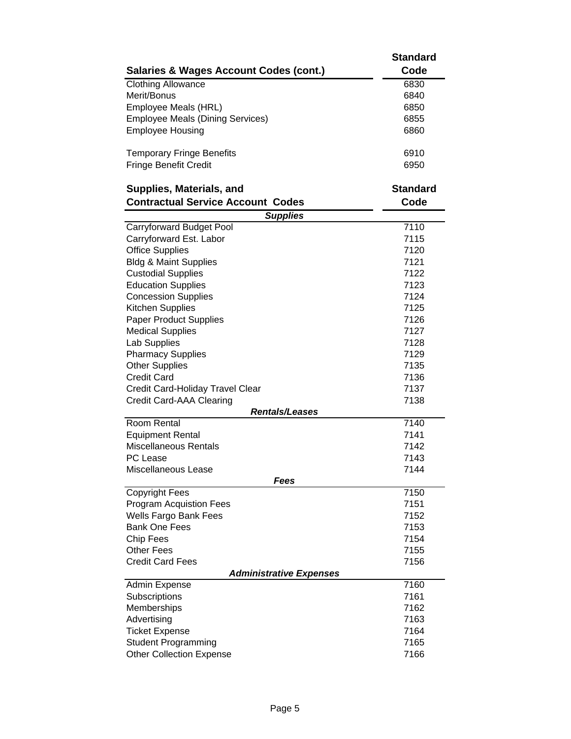| Salaries & Wages Account Codes (cont.) | Standard Code |
|---|---|
| Clothing Allowance | 6830 |
| Merit/Bonus | 6840 |
| Employee Meals (HRL) | 6850 |
| Employee Meals (Dining Services) | 6855 |
| Employee Housing | 6860 |
| | |
| Temporary Fringe Benefits | 6910 |
| Fringe Benefit Credit | 6950 |

| Supplies, Materials, and Contractual Service Account Codes | Standard Code |
|---|---|
| ***Supplies*** | |
| Carryforward Budget Pool | 7110 |
| Carryforward Est. Labor | 7115 |
| Office Supplies | 7120 |
| Bldg & Maint Supplies | 7121 |
| Custodial Supplies | 7122 |
| Education Supplies | 7123 |
| Concession Supplies | 7124 |
| Kitchen Supplies | 7125 |
| Paper Product Supplies | 7126 |
| Medical Supplies | 7127 |
| Lab Supplies | 7128 |
| Pharmacy Supplies | 7129 |
| Other Supplies | 7135 |
| Credit Card | 7136 |
| Credit Card-Holiday Travel Clear | 7137 |
| Credit Card-AAA Clearing | 7138 |
| ***Rentals/Leases*** | |
| Room Rental | 7140 |
| Equipment Rental | 7141 |
| Miscellaneous Rentals | 7142 |
| PC Lease | 7143 |
| Miscellaneous Lease | 7144 |
| ***Fees*** | |
| Copyright Fees | 7150 |
| Program Acquistion Fees | 7151 |
| Wells Fargo Bank Fees | 7152 |
| Bank One Fees | 7153 |
| Chip Fees | 7154 |
| Other Fees | 7155 |
| Credit Card Fees | 7156 |
| ***Administrative Expenses*** | |
| Admin Expense | 7160 |
| Subscriptions | 7161 |
| Memberships | 7162 |
| Advertising | 7163 |
| Ticket Expense | 7164 |
| Student Programming | 7165 |
| Other Collection Expense | 7166 |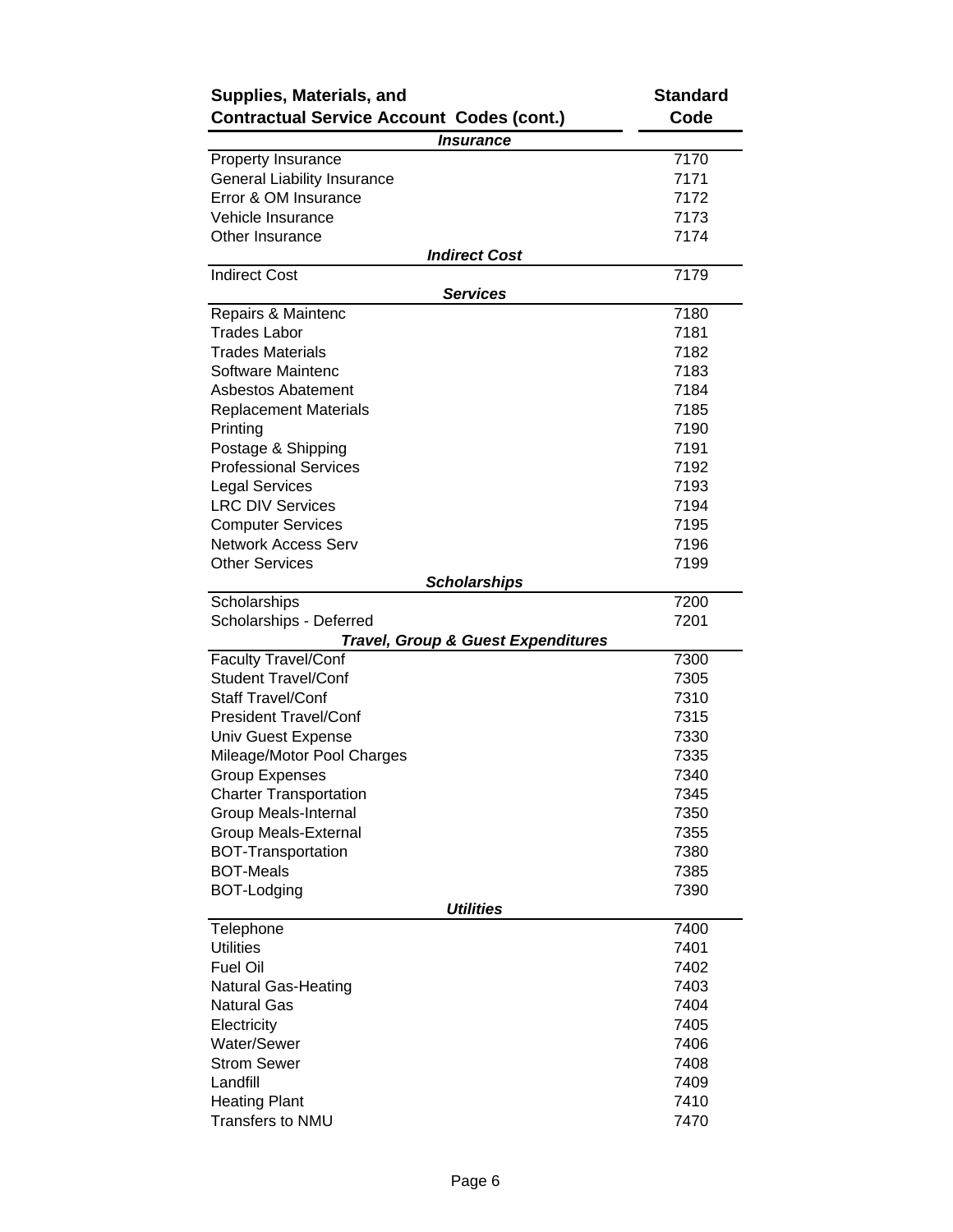| Supplies, Materials, and Contractual Service Account Codes (cont.) | Standard Code |
|---|---|
| ***Insurance*** | |
| Property Insurance | 7170 |
| General Liability Insurance | 7171 |
| Error & OM Insurance | 7172 |
| Vehicle Insurance | 7173 |
| Other Insurance | 7174 |
| ***Indirect Cost*** | |
| Indirect Cost | 7179 |
| ***Services*** | |
| Repairs & Maintenc | 7180 |
| Trades Labor | 7181 |
| Trades Materials | 7182 |
| Software Maintenc | 7183 |
| Asbestos Abatement | 7184 |
| Replacement Materials | 7185 |
| Printing | 7190 |
| Postage & Shipping | 7191 |
| Professional Services | 7192 |
| Legal Services | 7193 |
| LRC DIV Services | 7194 |
| Computer Services | 7195 |
| Network Access Serv | 7196 |
| Other Services | 7199 |
| ***Scholarships*** | |
| Scholarships | 7200 |
| Scholarships - Deferred | 7201 |
| ***Travel, Group & Guest Expenditures*** | |
| Faculty Travel/Conf | 7300 |
| Student Travel/Conf | 7305 |
| Staff Travel/Conf | 7310 |
| President Travel/Conf | 7315 |
| Univ Guest Expense | 7330 |
| Mileage/Motor Pool Charges | 7335 |
| Group Expenses | 7340 |
| Charter Transportation | 7345 |
| Group Meals-Internal | 7350 |
| Group Meals-External | 7355 |
| BOT-Transportation | 7380 |
| BOT-Meals | 7385 |
| BOT-Lodging | 7390 |
| ***Utilities*** | |
| Telephone | 7400 |
| Utilities | 7401 |
| Fuel Oil | 7402 |
| Natural Gas-Heating | 7403 |
| Natural Gas | 7404 |
| Electricity | 7405 |
| Water/Sewer | 7406 |
| Strom Sewer | 7408 |
| Landfill | 7409 |
| Heating Plant | 7410 |
| Transfers to NMU | 7470 |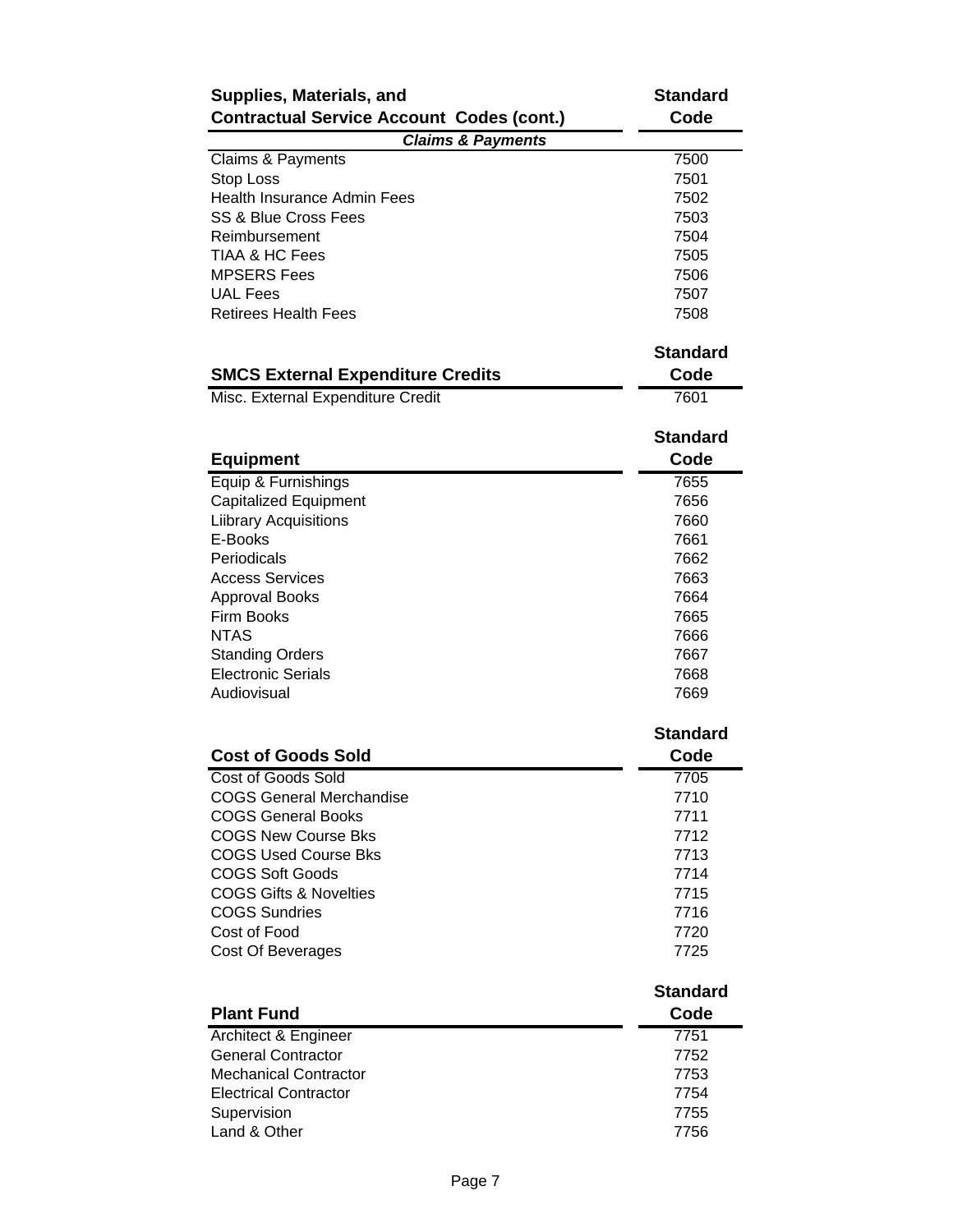| Supplies, Materials, and Contractual Service Account Codes (cont.) | Standard Code |
|---|---|
| ***Claims & Payments*** | |
| Claims & Payments | 7500 |
| Stop Loss | 7501 |
| Health Insurance Admin Fees | 7502 |
| SS & Blue Cross Fees | 7503 |
| Reimbursement | 7504 |
| TIAA & HC Fees | 7505 |
| MPSERS Fees | 7506 |
| UAL Fees | 7507 |
| Retirees Health Fees | 7508 |

| SMCS External Expenditure Credits | Standard Code |
|---|---|
| Misc. External Expenditure Credit | 7601 |

| Equipment | Standard Code |
|---|---|
| Equip & Furnishings | 7655 |
| Capitalized Equipment | 7656 |
| Liibrary Acquisitions | 7660 |
| E-Books | 7661 |
| Periodicals | 7662 |
| Access Services | 7663 |
| Approval Books | 7664 |
| Firm Books | 7665 |
| NTAS | 7666 |
| Standing Orders | 7667 |
| Electronic Serials | 7668 |
| Audiovisual | 7669 |

| Cost of Goods Sold | Standard Code |
|---|---|
| Cost of Goods Sold | 7705 |
| COGS General Merchandise | 7710 |
| COGS General Books | 7711 |
| COGS New Course Bks | 7712 |
| COGS Used Course Bks | 7713 |
| COGS Soft Goods | 7714 |
| COGS Gifts & Novelties | 7715 |
| COGS Sundries | 7716 |
| Cost of Food | 7720 |
| Cost Of Beverages | 7725 |

| Plant Fund | Standard Code |
|---|---|
| Architect & Engineer | 7751 |
| General Contractor | 7752 |
| Mechanical Contractor | 7753 |
| Electrical Contractor | 7754 |
| Supervision | 7755 |
| Land & Other | 7756 |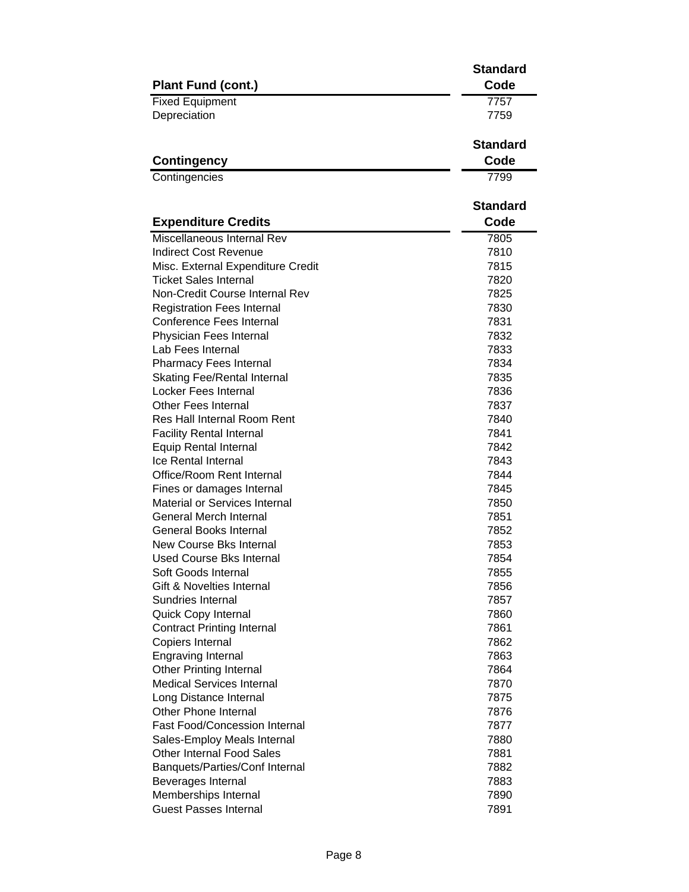| Plant Fund (cont.) | Standard Code |
| --- | --- |
| Fixed Equipment | 7757 |
| Depreciation | 7759 |

| Contingency | Standard Code |
| --- | --- |
| Contingencies | 7799 |

| Expenditure Credits | Standard Code |
| --- | --- |
| Miscellaneous Internal Rev | 7805 |
| Indirect Cost Revenue | 7810 |
| Misc. External Expenditure Credit | 7815 |
| Ticket Sales Internal | 7820 |
| Non-Credit Course Internal Rev | 7825 |
| Registration Fees Internal | 7830 |
| Conference Fees Internal | 7831 |
| Physician Fees Internal | 7832 |
| Lab Fees Internal | 7833 |
| Pharmacy Fees Internal | 7834 |
| Skating Fee/Rental Internal | 7835 |
| Locker Fees Internal | 7836 |
| Other Fees Internal | 7837 |
| Res Hall Internal Room Rent | 7840 |
| Facility Rental Internal | 7841 |
| Equip Rental Internal | 7842 |
| Ice Rental Internal | 7843 |
| Office/Room Rent Internal | 7844 |
| Fines or damages Internal | 7845 |
| Material or Services Internal | 7850 |
| General Merch Internal | 7851 |
| General Books Internal | 7852 |
| New Course Bks Internal | 7853 |
| Used Course Bks Internal | 7854 |
| Soft Goods Internal | 7855 |
| Gift & Novelties Internal | 7856 |
| Sundries Internal | 7857 |
| Quick Copy Internal | 7860 |
| Contract Printing Internal | 7861 |
| Copiers Internal | 7862 |
| Engraving Internal | 7863 |
| Other Printing Internal | 7864 |
| Medical Services Internal | 7870 |
| Long Distance Internal | 7875 |
| Other Phone Internal | 7876 |
| Fast Food/Concession Internal | 7877 |
| Sales-Employ Meals Internal | 7880 |
| Other Internal Food Sales | 7881 |
| Banquets/Parties/Conf Internal | 7882 |
| Beverages Internal | 7883 |
| Memberships Internal | 7890 |
| Guest Passes Internal | 7891 |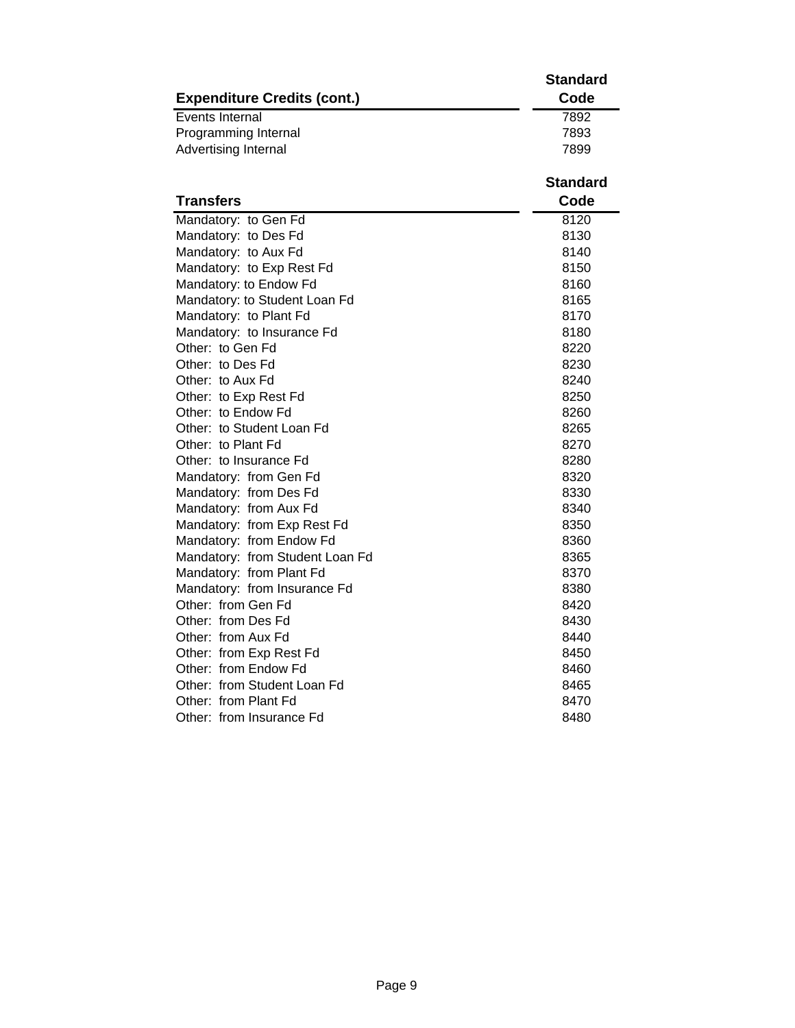| Expenditure Credits (cont.) | Standard Code |
|---|---|
| Events Internal | 7892 |
| Programming Internal | 7893 |
| Advertising Internal | 7899 |

| Transfers | Standard Code |
|---|---|
| Mandatory:  to Gen Fd | 8120 |
| Mandatory:  to Des Fd | 8130 |
| Mandatory:  to Aux Fd | 8140 |
| Mandatory:  to Exp Rest Fd | 8150 |
| Mandatory: to Endow Fd | 8160 |
| Mandatory: to Student Loan Fd | 8165 |
| Mandatory:  to Plant Fd | 8170 |
| Mandatory:  to Insurance Fd | 8180 |
| Other:  to Gen Fd | 8220 |
| Other:  to Des Fd | 8230 |
| Other:  to Aux Fd | 8240 |
| Other:  to Exp Rest Fd | 8250 |
| Other:  to Endow Fd | 8260 |
| Other:  to Student Loan Fd | 8265 |
| Other:  to Plant Fd | 8270 |
| Other:  to Insurance Fd | 8280 |
| Mandatory:  from Gen Fd | 8320 |
| Mandatory:  from Des Fd | 8330 |
| Mandatory:  from Aux Fd | 8340 |
| Mandatory:  from Exp Rest Fd | 8350 |
| Mandatory:  from Endow Fd | 8360 |
| Mandatory:  from Student Loan Fd | 8365 |
| Mandatory:  from Plant Fd | 8370 |
| Mandatory:  from Insurance Fd | 8380 |
| Other:  from Gen Fd | 8420 |
| Other:  from Des Fd | 8430 |
| Other:  from Aux Fd | 8440 |
| Other:  from Exp Rest Fd | 8450 |
| Other:  from Endow Fd | 8460 |
| Other:  from Student Loan Fd | 8465 |
| Other:  from Plant Fd | 8470 |
| Other:  from Insurance Fd | 8480 |